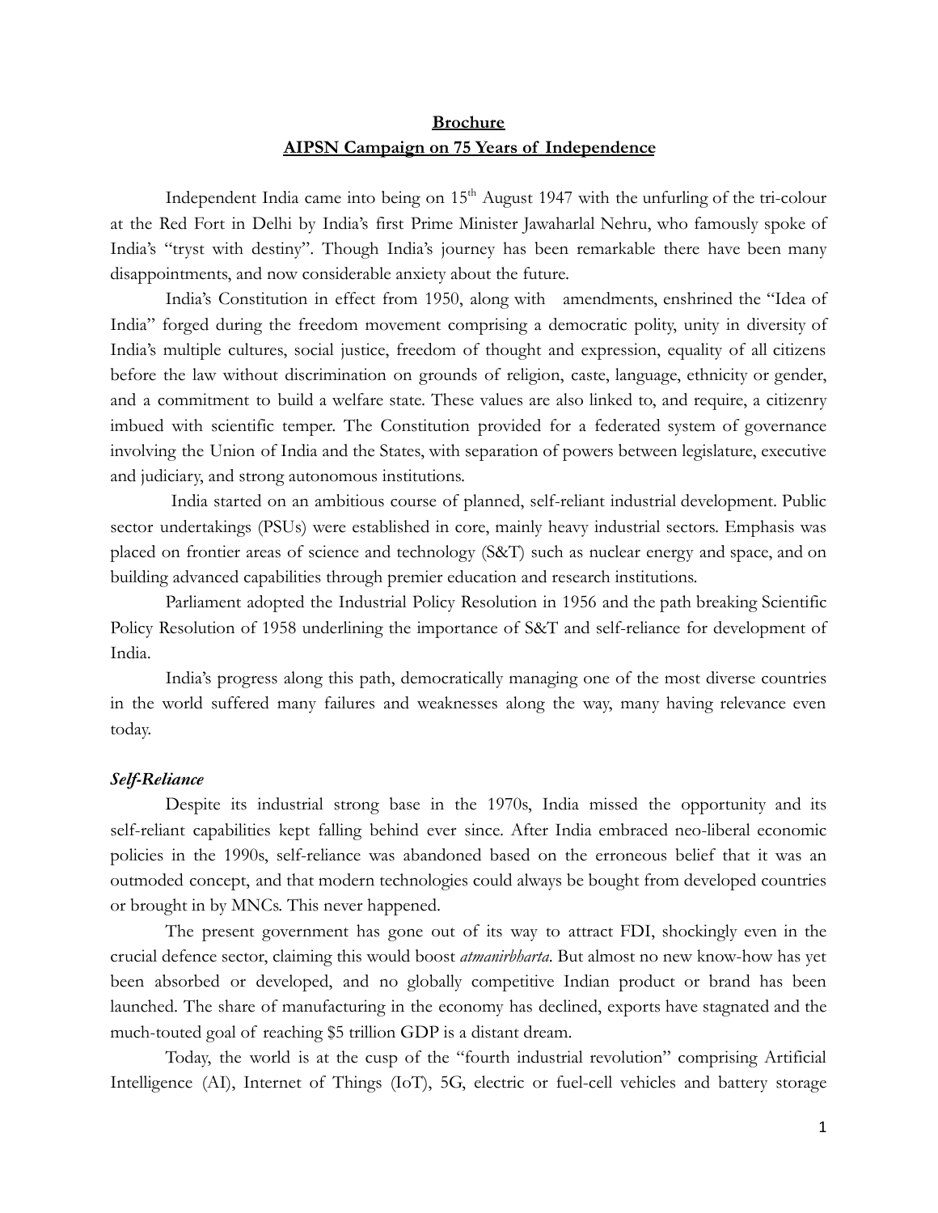**Brochure**

**AIPSN Campaign on 75 Years of Independence**

Independent India came into being on 15th August 1947 with the unfurling of the tri-colour at the Red Fort in Delhi by India's first Prime Minister Jawaharlal Nehru, who famously spoke of India's "tryst with destiny". Though India's journey has been remarkable there have been many disappointments, and now considerable anxiety about the future.

India's Constitution in effect from 1950, along with amendments, enshrined the "Idea of India" forged during the freedom movement comprising a democratic polity, unity in diversity of India's multiple cultures, social justice, freedom of thought and expression, equality of all citizens before the law without discrimination on grounds of religion, caste, language, ethnicity or gender, and a commitment to build a welfare state. These values are also linked to, and require, a citizenry imbued with scientific temper. The Constitution provided for a federated system of governance involving the Union of India and the States, with separation of powers between legislature, executive and judiciary, and strong autonomous institutions.

India started on an ambitious course of planned, self-reliant industrial development. Public sector undertakings (PSUs) were established in core, mainly heavy industrial sectors. Emphasis was placed on frontier areas of science and technology (S&T) such as nuclear energy and space, and on building advanced capabilities through premier education and research institutions.

Parliament adopted the Industrial Policy Resolution in 1956 and the path breaking Scientific Policy Resolution of 1958 underlining the importance of S&T and self-reliance for development of India.

India's progress along this path, democratically managing one of the most diverse countries in the world suffered many failures and weaknesses along the way, many having relevance even today.

***Self-Reliance***

Despite its industrial strong base in the 1970s, India missed the opportunity and its self-reliant capabilities kept falling behind ever since. After India embraced neo-liberal economic policies in the 1990s, self-reliance was abandoned based on the erroneous belief that it was an outmoded concept, and that modern technologies could always be bought from developed countries or brought in by MNCs. This never happened.

The present government has gone out of its way to attract FDI, shockingly even in the crucial defence sector, claiming this would boost *atmanirbharta*. But almost no new know-how has yet been absorbed or developed, and no globally competitive Indian product or brand has been launched. The share of manufacturing in the economy has declined, exports have stagnated and the much-touted goal of reaching $5 trillion GDP is a distant dream.

Today, the world is at the cusp of the "fourth industrial revolution" comprising Artificial Intelligence (AI), Internet of Things (IoT), 5G, electric or fuel-cell vehicles and battery storage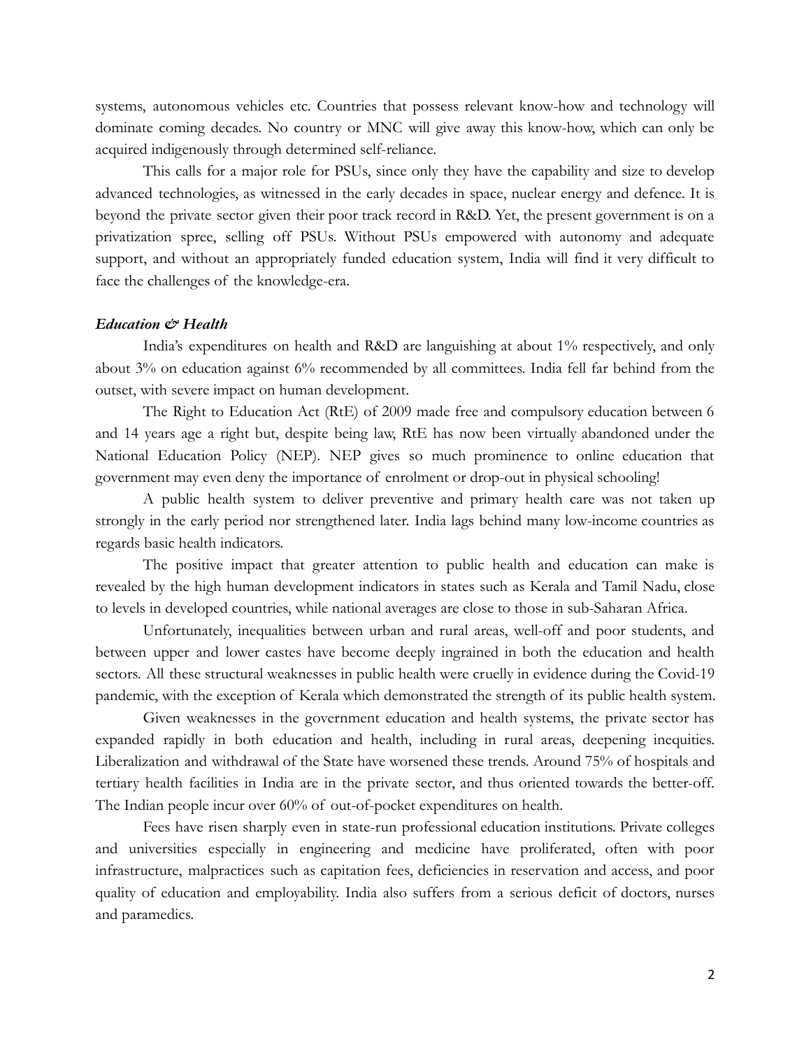systems, autonomous vehicles etc. Countries that possess relevant know-how and technology will dominate coming decades. No country or MNC will give away this know-how, which can only be acquired indigenously through determined self-reliance.

This calls for a major role for PSUs, since only they have the capability and size to develop advanced technologies, as witnessed in the early decades in space, nuclear energy and defence. It is beyond the private sector given their poor track record in R&D. Yet, the present government is on a privatization spree, selling off PSUs. Without PSUs empowered with autonomy and adequate support, and without an appropriately funded education system, India will find it very difficult to face the challenges of the knowledge-era.

### *Education & Health*

India's expenditures on health and R&D are languishing at about 1% respectively, and only about 3% on education against 6% recommended by all committees. India fell far behind from the outset, with severe impact on human development.

The Right to Education Act (RtE) of 2009 made free and compulsory education between 6 and 14 years age a right but, despite being law, RtE has now been virtually abandoned under the National Education Policy (NEP). NEP gives so much prominence to online education that government may even deny the importance of enrolment or drop-out in physical schooling!

A public health system to deliver preventive and primary health care was not taken up strongly in the early period nor strengthened later. India lags behind many low-income countries as regards basic health indicators.

The positive impact that greater attention to public health and education can make is revealed by the high human development indicators in states such as Kerala and Tamil Nadu, close to levels in developed countries, while national averages are close to those in sub-Saharan Africa.

Unfortunately, inequalities between urban and rural areas, well-off and poor students, and between upper and lower castes have become deeply ingrained in both the education and health sectors. All these structural weaknesses in public health were cruelly in evidence during the Covid-19 pandemic, with the exception of Kerala which demonstrated the strength of its public health system.

Given weaknesses in the government education and health systems, the private sector has expanded rapidly in both education and health, including in rural areas, deepening inequities. Liberalization and withdrawal of the State have worsened these trends. Around 75% of hospitals and tertiary health facilities in India are in the private sector, and thus oriented towards the better-off. The Indian people incur over 60% of out-of-pocket expenditures on health.

Fees have risen sharply even in state-run professional education institutions. Private colleges and universities especially in engineering and medicine have proliferated, often with poor infrastructure, malpractices such as capitation fees, deficiencies in reservation and access, and poor quality of education and employability. India also suffers from a serious deficit of doctors, nurses and paramedics.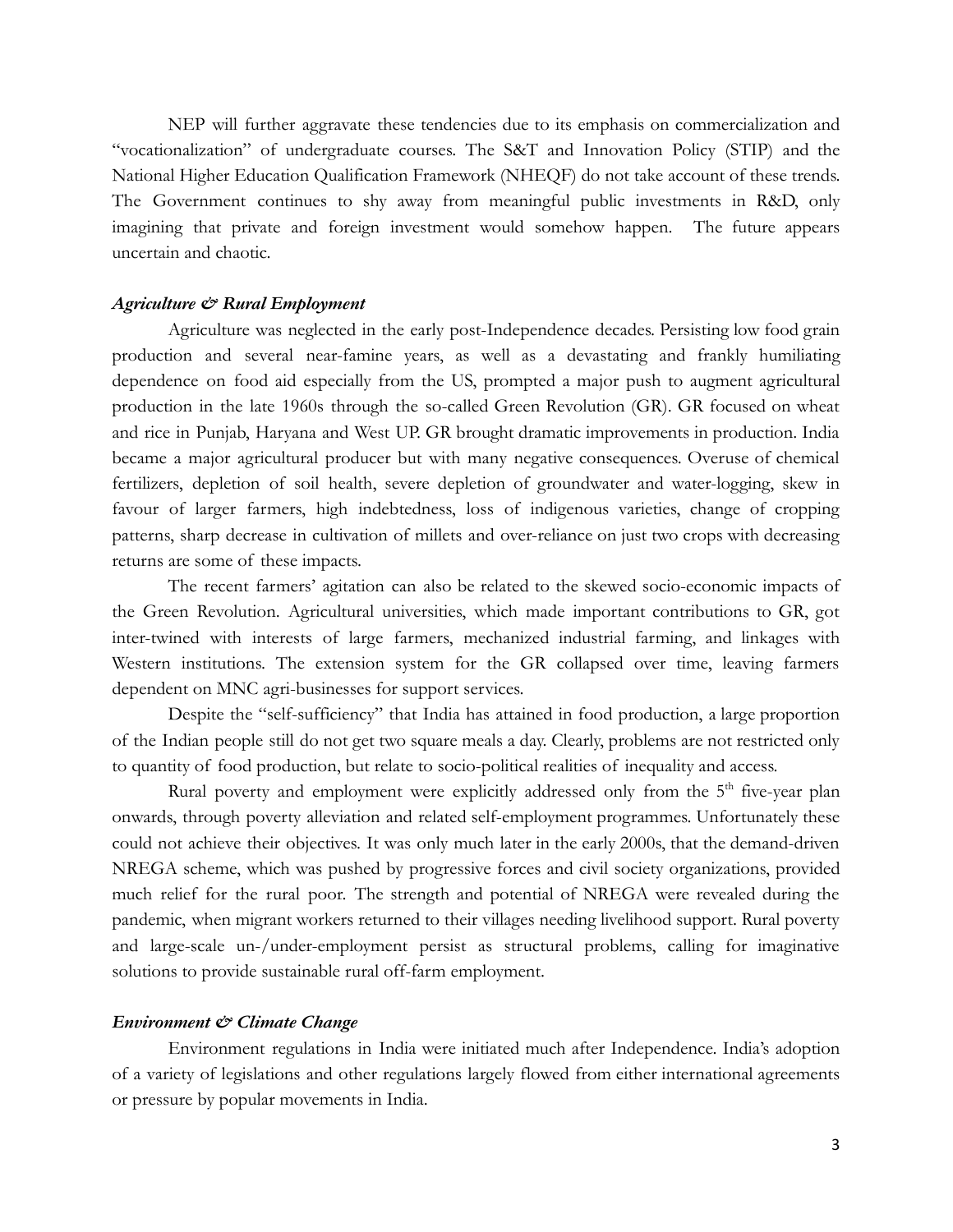NEP will further aggravate these tendencies due to its emphasis on commercialization and "vocationalization" of undergraduate courses. The S&T and Innovation Policy (STIP) and the National Higher Education Qualification Framework (NHEQF) do not take account of these trends. The Government continues to shy away from meaningful public investments in R&D, only imagining that private and foreign investment would somehow happen. The future appears uncertain and chaotic.

***Agriculture & Rural Employment***

Agriculture was neglected in the early post-Independence decades. Persisting low food grain production and several near-famine years, as well as a devastating and frankly humiliating dependence on food aid especially from the US, prompted a major push to augment agricultural production in the late 1960s through the so-called Green Revolution (GR). GR focused on wheat and rice in Punjab, Haryana and West UP. GR brought dramatic improvements in production. India became a major agricultural producer but with many negative consequences. Overuse of chemical fertilizers, depletion of soil health, severe depletion of groundwater and water-logging, skew in favour of larger farmers, high indebtedness, loss of indigenous varieties, change of cropping patterns, sharp decrease in cultivation of millets and over-reliance on just two crops with decreasing returns are some of these impacts.

The recent farmers' agitation can also be related to the skewed socio-economic impacts of the Green Revolution. Agricultural universities, which made important contributions to GR, got inter-twined with interests of large farmers, mechanized industrial farming, and linkages with Western institutions. The extension system for the GR collapsed over time, leaving farmers dependent on MNC agri-businesses for support services.

Despite the "self-sufficiency" that India has attained in food production, a large proportion of the Indian people still do not get two square meals a day. Clearly, problems are not restricted only to quantity of food production, but relate to socio-political realities of inequality and access.

Rural poverty and employment were explicitly addressed only from the 5th five-year plan onwards, through poverty alleviation and related self-employment programmes. Unfortunately these could not achieve their objectives. It was only much later in the early 2000s, that the demand-driven NREGA scheme, which was pushed by progressive forces and civil society organizations, provided much relief for the rural poor. The strength and potential of NREGA were revealed during the pandemic, when migrant workers returned to their villages needing livelihood support. Rural poverty and large-scale un-/under-employment persist as structural problems, calling for imaginative solutions to provide sustainable rural off-farm employment.

***Environment & Climate Change***

Environment regulations in India were initiated much after Independence. India's adoption of a variety of legislations and other regulations largely flowed from either international agreements or pressure by popular movements in India.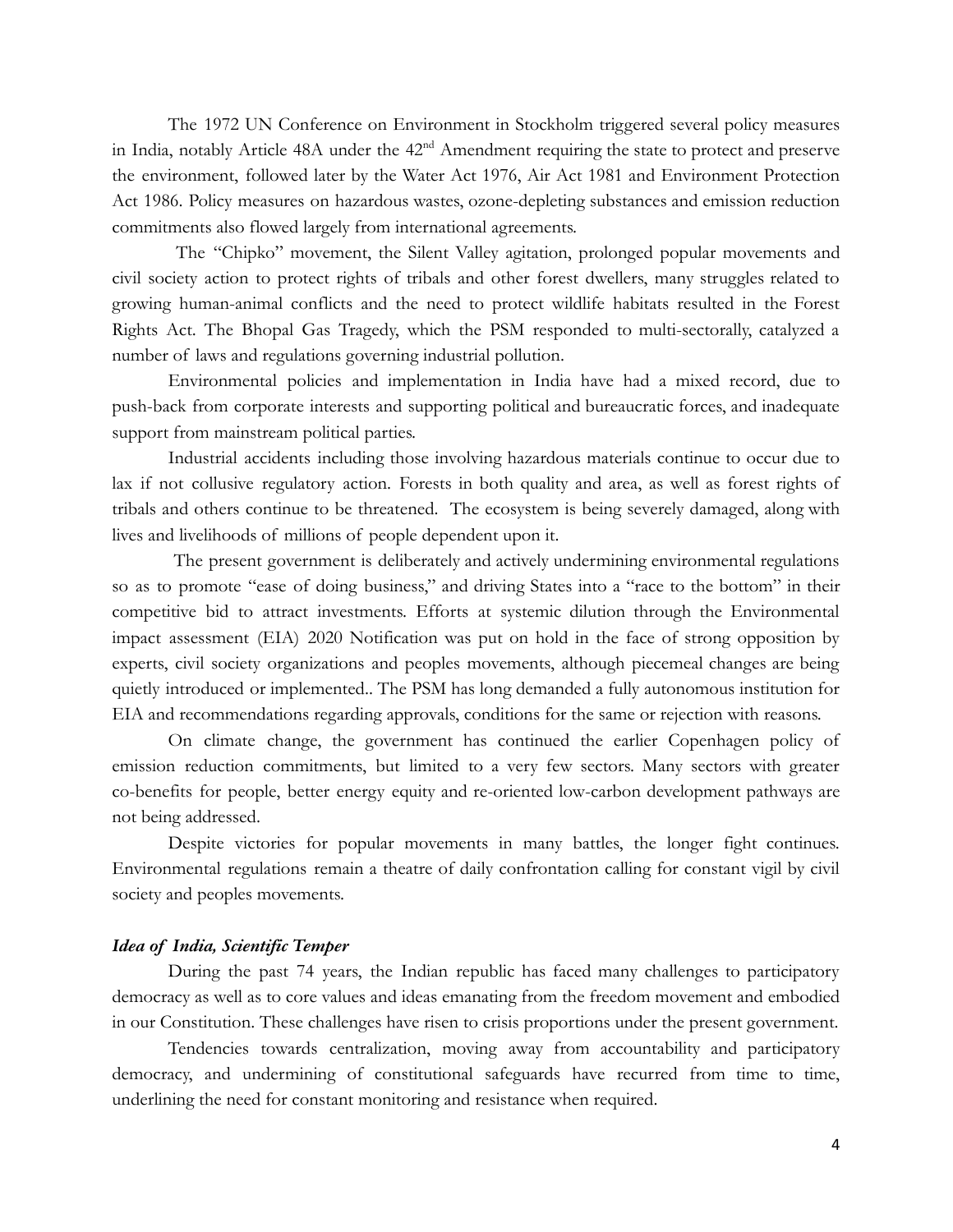The 1972 UN Conference on Environment in Stockholm triggered several policy measures in India, notably Article 48A under the 42[nd] Amendment requiring the state to protect and preserve the environment, followed later by the Water Act 1976, Air Act 1981 and Environment Protection Act 1986. Policy measures on hazardous wastes, ozone-depleting substances and emission reduction commitments also flowed largely from international agreements.

The "Chipko" movement, the Silent Valley agitation, prolonged popular movements and civil society action to protect rights of tribals and other forest dwellers, many struggles related to growing human-animal conflicts and the need to protect wildlife habitats resulted in the Forest Rights Act. The Bhopal Gas Tragedy, which the PSM responded to multi-sectorally, catalyzed a number of laws and regulations governing industrial pollution.

Environmental policies and implementation in India have had a mixed record, due to push-back from corporate interests and supporting political and bureaucratic forces, and inadequate support from mainstream political parties.

Industrial accidents including those involving hazardous materials continue to occur due to lax if not collusive regulatory action. Forests in both quality and area, as well as forest rights of tribals and others continue to be threatened. The ecosystem is being severely damaged, along with lives and livelihoods of millions of people dependent upon it.

The present government is deliberately and actively undermining environmental regulations so as to promote "ease of doing business," and driving States into a "race to the bottom" in their competitive bid to attract investments. Efforts at systemic dilution through the Environmental impact assessment (EIA) 2020 Notification was put on hold in the face of strong opposition by experts, civil society organizations and peoples movements, although piecemeal changes are being quietly introduced or implemented.. The PSM has long demanded a fully autonomous institution for EIA and recommendations regarding approvals, conditions for the same or rejection with reasons.

On climate change, the government has continued the earlier Copenhagen policy of emission reduction commitments, but limited to a very few sectors. Many sectors with greater co-benefits for people, better energy equity and re-oriented low-carbon development pathways are not being addressed.

Despite victories for popular movements in many battles, the longer fight continues. Environmental regulations remain a theatre of daily confrontation calling for constant vigil by civil society and peoples movements.

### *Idea of India, Scientific Temper*

During the past 74 years, the Indian republic has faced many challenges to participatory democracy as well as to core values and ideas emanating from the freedom movement and embodied in our Constitution. These challenges have risen to crisis proportions under the present government.

Tendencies towards centralization, moving away from accountability and participatory democracy, and undermining of constitutional safeguards have recurred from time to time, underlining the need for constant monitoring and resistance when required.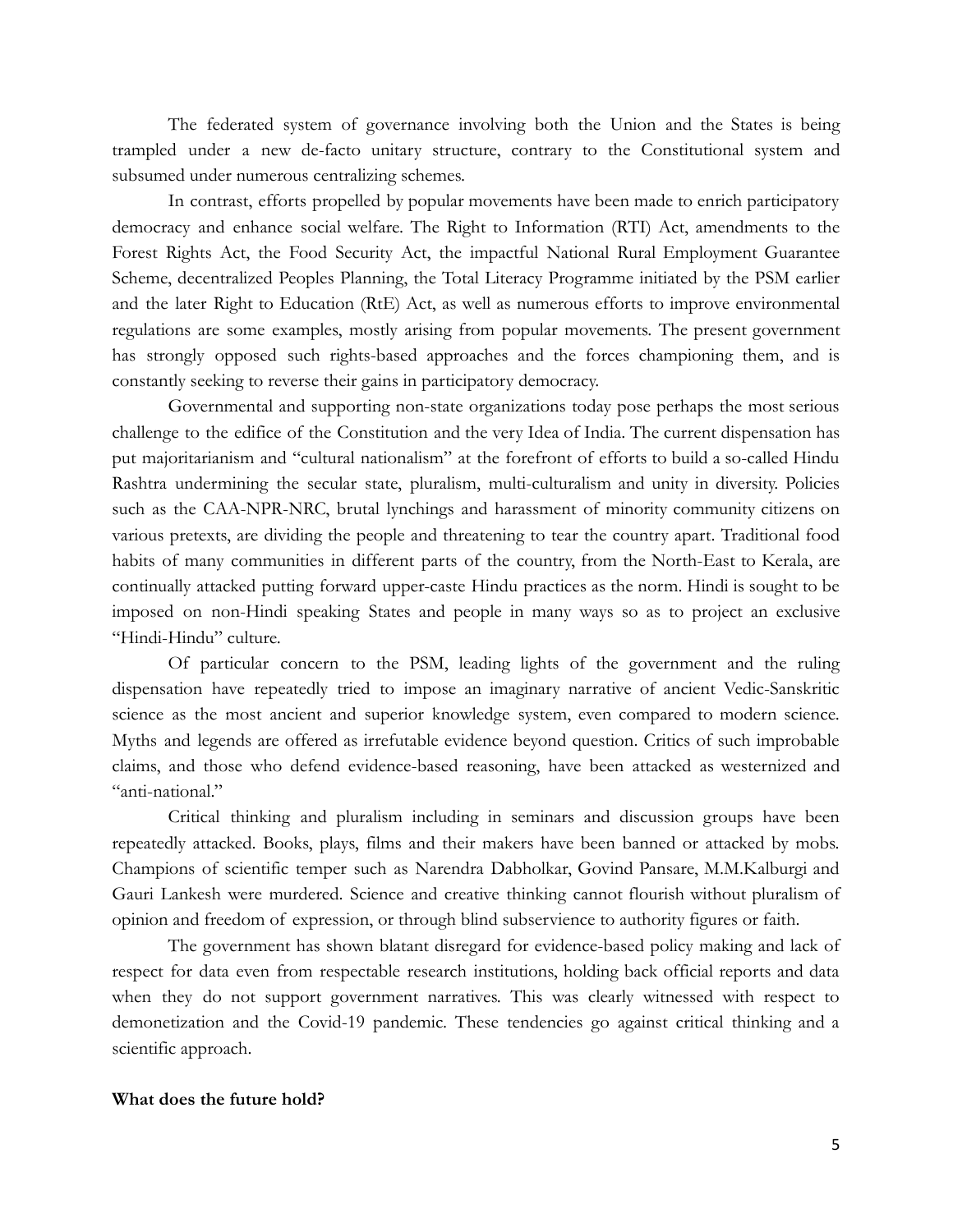The federated system of governance involving both the Union and the States is being trampled under a new de-facto unitary structure, contrary to the Constitutional system and subsumed under numerous centralizing schemes.

In contrast, efforts propelled by popular movements have been made to enrich participatory democracy and enhance social welfare. The Right to Information (RTI) Act, amendments to the Forest Rights Act, the Food Security Act, the impactful National Rural Employment Guarantee Scheme, decentralized Peoples Planning, the Total Literacy Programme initiated by the PSM earlier and the later Right to Education (RtE) Act, as well as numerous efforts to improve environmental regulations are some examples, mostly arising from popular movements. The present government has strongly opposed such rights-based approaches and the forces championing them, and is constantly seeking to reverse their gains in participatory democracy.

Governmental and supporting non-state organizations today pose perhaps the most serious challenge to the edifice of the Constitution and the very Idea of India. The current dispensation has put majoritarianism and "cultural nationalism" at the forefront of efforts to build a so-called Hindu Rashtra undermining the secular state, pluralism, multi-culturalism and unity in diversity. Policies such as the CAA-NPR-NRC, brutal lynchings and harassment of minority community citizens on various pretexts, are dividing the people and threatening to tear the country apart. Traditional food habits of many communities in different parts of the country, from the North-East to Kerala, are continually attacked putting forward upper-caste Hindu practices as the norm. Hindi is sought to be imposed on non-Hindi speaking States and people in many ways so as to project an exclusive "Hindi-Hindu" culture.

Of particular concern to the PSM, leading lights of the government and the ruling dispensation have repeatedly tried to impose an imaginary narrative of ancient Vedic-Sanskritic science as the most ancient and superior knowledge system, even compared to modern science. Myths and legends are offered as irrefutable evidence beyond question. Critics of such improbable claims, and those who defend evidence-based reasoning, have been attacked as westernized and "anti-national."

Critical thinking and pluralism including in seminars and discussion groups have been repeatedly attacked. Books, plays, films and their makers have been banned or attacked by mobs. Champions of scientific temper such as Narendra Dabholkar, Govind Pansare, M.M.Kalburgi and Gauri Lankesh were murdered. Science and creative thinking cannot flourish without pluralism of opinion and freedom of expression, or through blind subservience to authority figures or faith.

The government has shown blatant disregard for evidence-based policy making and lack of respect for data even from respectable research institutions, holding back official reports and data when they do not support government narratives. This was clearly witnessed with respect to demonetization and the Covid-19 pandemic. These tendencies go against critical thinking and a scientific approach.

**What does the future hold?**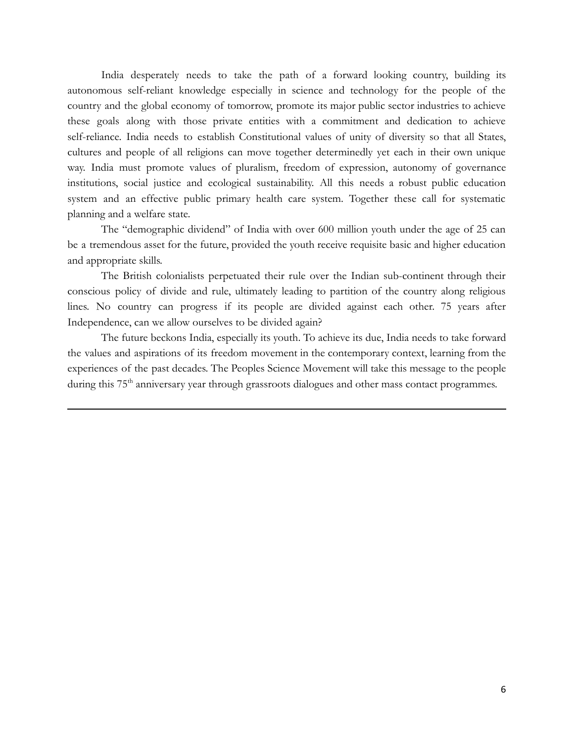India desperately needs to take the path of a forward looking country, building its autonomous self-reliant knowledge especially in science and technology for the people of the country and the global economy of tomorrow, promote its major public sector industries to achieve these goals along with those private entities with a commitment and dedication to achieve self-reliance. India needs to establish Constitutional values of unity of diversity so that all States, cultures and people of all religions can move together determinedly yet each in their own unique way. India must promote values of pluralism, freedom of expression, autonomy of governance institutions, social justice and ecological sustainability. All this needs a robust public education system and an effective public primary health care system. Together these call for systematic planning and a welfare state.

The "demographic dividend" of India with over 600 million youth under the age of 25 can be a tremendous asset for the future, provided the youth receive requisite basic and higher education and appropriate skills.

The British colonialists perpetuated their rule over the Indian sub-continent through their conscious policy of divide and rule, ultimately leading to partition of the country along religious lines. No country can progress if its people are divided against each other. 75 years after Independence, can we allow ourselves to be divided again?

The future beckons India, especially its youth. To achieve its due, India needs to take forward the values and aspirations of its freedom movement in the contemporary context, learning from the experiences of the past decades. The Peoples Science Movement will take this message to the people during this 75th anniversary year through grassroots dialogues and other mass contact programmes.

---